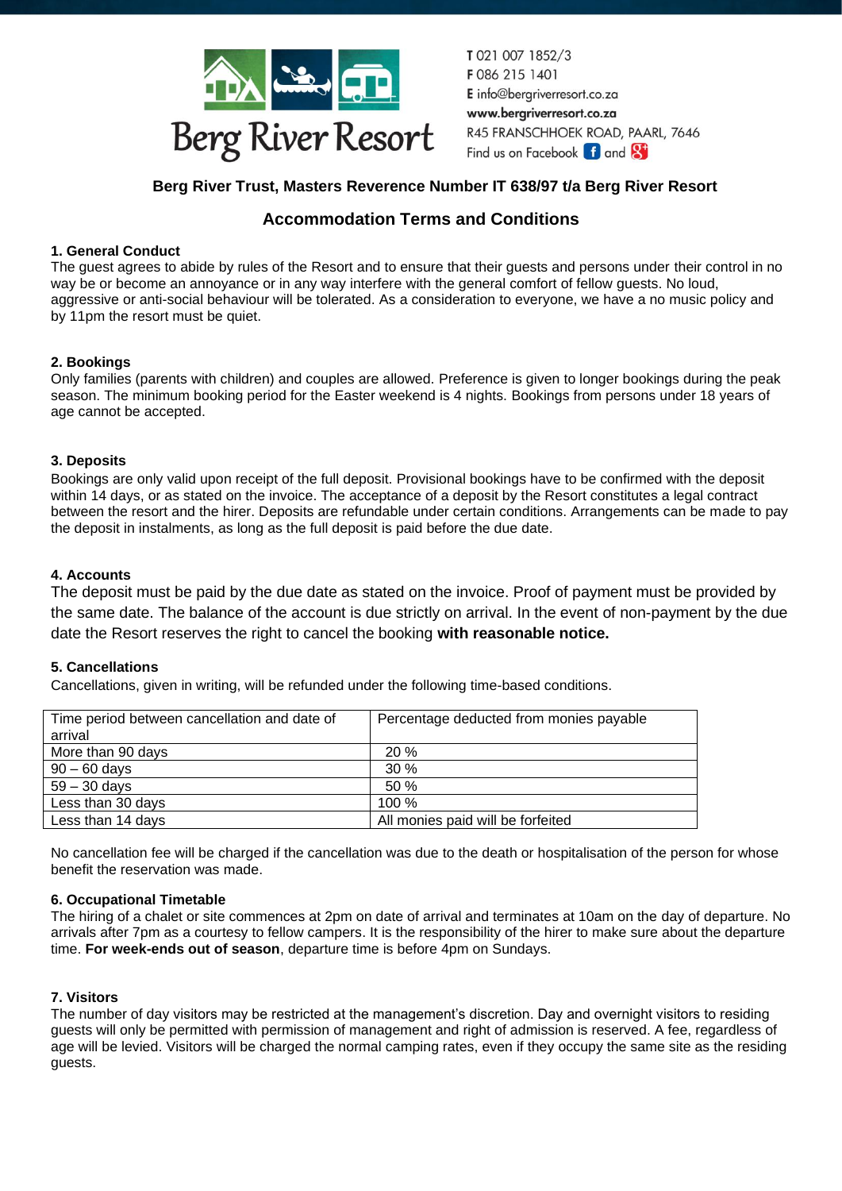Berg River Resort

T 021 007 1852/3
F 086 215 1401
E info@bergriverresort.co.za
www.bergriverresort.co.za
R45 FRANSCHHOEK ROAD, PAARL, 7646
Find us on Facebook and

**Berg River Trust, Masters Reverence Number IT 638/97 t/a Berg River Resort**

## Accommodation Terms and Conditions

### 1. General Conduct

The guest agrees to abide by rules of the Resort and to ensure that their guests and persons under their control in no way be or become an annoyance or in any way interfere with the general comfort of fellow guests. No loud, aggressive or anti-social behaviour will be tolerated. As a consideration to everyone, we have a no music policy and by 11pm the resort must be quiet.

### 2. Bookings

Only families (parents with children) and couples are allowed. Preference is given to longer bookings during the peak season. The minimum booking period for the Easter weekend is 4 nights. Bookings from persons under 18 years of age cannot be accepted.

### 3. Deposits

Bookings are only valid upon receipt of the full deposit. Provisional bookings have to be confirmed with the deposit within 14 days, or as stated on the invoice. The acceptance of a deposit by the Resort constitutes a legal contract between the resort and the hirer. Deposits are refundable under certain conditions. Arrangements can be made to pay the deposit in instalments, as long as the full deposit is paid before the due date.

### 4. Accounts

The deposit must be paid by the due date as stated on the invoice. Proof of payment must be provided by the same date. The balance of the account is due strictly on arrival. In the event of non-payment by the due date the Resort reserves the right to cancel the booking **with reasonable notice.**

### 5. Cancellations

Cancellations, given in writing, will be refunded under the following time-based conditions.

| Time period between cancellation and date of arrival | Percentage deducted from monies payable |
|---|---|
| More than 90 days | 20 % |
| 90 – 60 days | 30 % |
| 59 – 30 days | 50 % |
| Less than 30 days | 100 % |
| Less than 14 days | All monies paid will be forfeited |

No cancellation fee will be charged if the cancellation was due to the death or hospitalisation of the person for whose benefit the reservation was made.

### 6. Occupational Timetable

The hiring of a chalet or site commences at 2pm on date of arrival and terminates at 10am on the day of departure. No arrivals after 7pm as a courtesy to fellow campers. It is the responsibility of the hirer to make sure about the departure time. **For week-ends out of season**, departure time is before 4pm on Sundays.

### 7. Visitors

The number of day visitors may be restricted at the management's discretion. Day and overnight visitors to residing guests will only be permitted with permission of management and right of admission is reserved. A fee, regardless of age will be levied. Visitors will be charged the normal camping rates, even if they occupy the same site as the residing guests.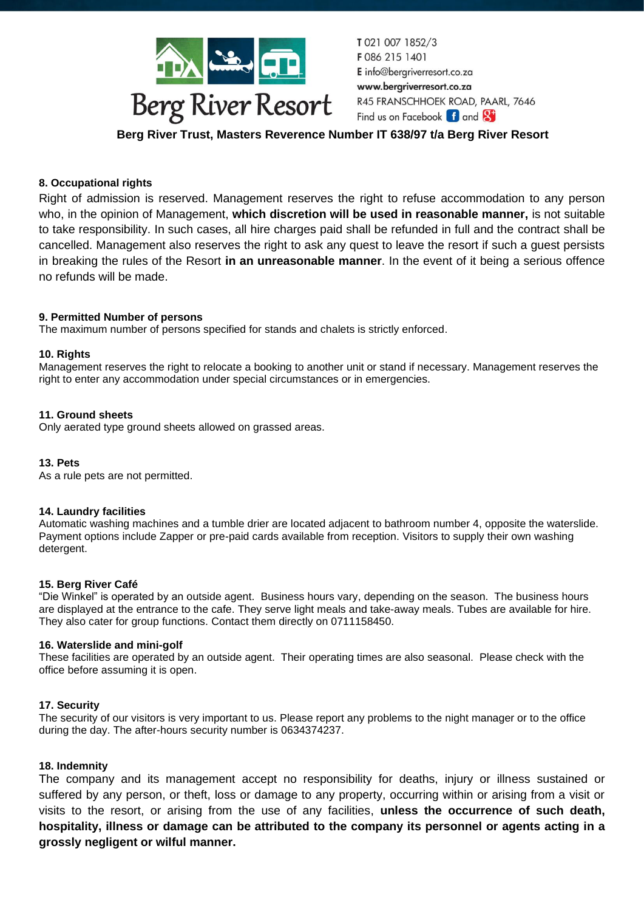T 021 007 1852/3
F 086 215 1401
E info@bergriverresort.co.za
www.bergriverresort.co.za
R45 FRANSCHHOEK ROAD, PAARL, 7646
Find us on Facebook and

**Berg River Trust, Masters Reverence Number IT 638/97 t/a Berg River Resort**

### 8. Occupational rights

Right of admission is reserved. Management reserves the right to refuse accommodation to any person who, in the opinion of Management, **which discretion will be used in reasonable manner,** is not suitable to take responsibility. In such cases, all hire charges paid shall be refunded in full and the contract shall be cancelled. Management also reserves the right to ask any quest to leave the resort if such a guest persists in breaking the rules of the Resort **in an unreasonable manner**. In the event of it being a serious offence no refunds will be made.

### 9. Permitted Number of persons

The maximum number of persons specified for stands and chalets is strictly enforced.

### 10. Rights

Management reserves the right to relocate a booking to another unit or stand if necessary. Management reserves the right to enter any accommodation under special circumstances or in emergencies.

### 11. Ground sheets

Only aerated type ground sheets allowed on grassed areas.

### 13. Pets

As a rule pets are not permitted.

### 14. Laundry facilities

Automatic washing machines and a tumble drier are located adjacent to bathroom number 4, opposite the waterslide. Payment options include Zapper or pre-paid cards available from reception. Visitors to supply their own washing detergent.

### 15. Berg River Café

"Die Winkel" is operated by an outside agent. Business hours vary, depending on the season. The business hours are displayed at the entrance to the cafe. They serve light meals and take-away meals. Tubes are available for hire. They also cater for group functions. Contact them directly on 0711158450.

### 16. Waterslide and mini-golf

These facilities are operated by an outside agent. Their operating times are also seasonal. Please check with the office before assuming it is open.

### 17. Security

The security of our visitors is very important to us. Please report any problems to the night manager or to the office during the day. The after-hours security number is 0634374237.

### 18. Indemnity

The company and its management accept no responsibility for deaths, injury or illness sustained or suffered by any person, or theft, loss or damage to any property, occurring within or arising from a visit or visits to the resort, or arising from the use of any facilities, **unless the occurrence of such death, hospitality, illness or damage can be attributed to the company its personnel or agents acting in a grossly negligent or wilful manner.**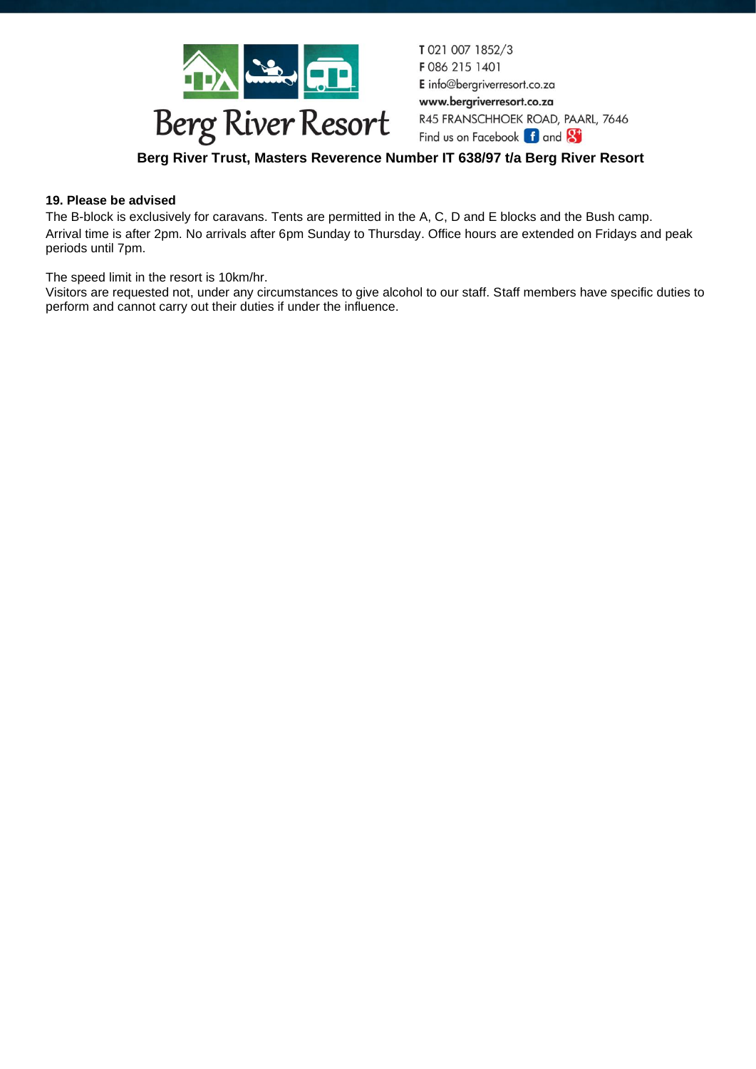## 19. Please be advised

The B-block is exclusively for caravans. Tents are permitted in the A, C, D and E blocks and the Bush camp.
Arrival time is after 2pm. No arrivals after 6pm Sunday to Thursday. Office hours are extended on Fridays and peak periods until 7pm.

The speed limit in the resort is 10km/hr.
Visitors are requested not, under any circumstances to give alcohol to our staff. Staff members have specific duties to perform and cannot carry out their duties if under the influence.